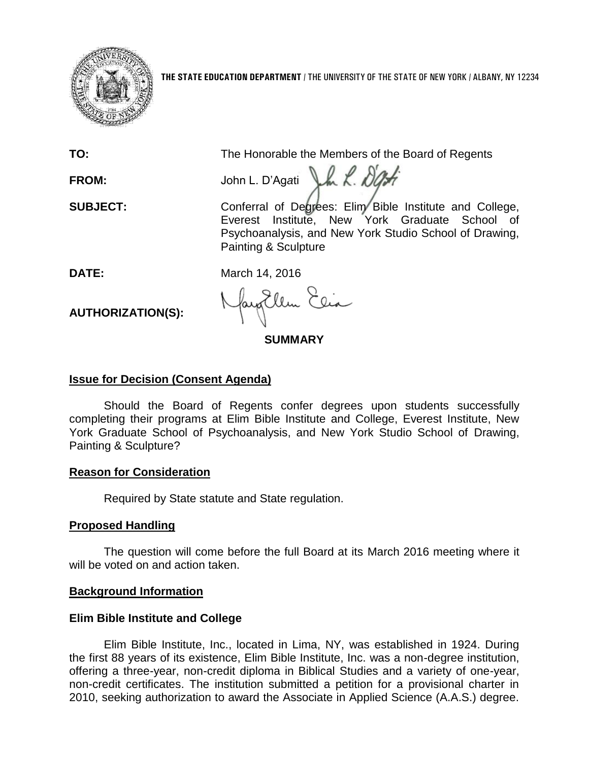THE STATE EDUCATION DEPARTMENT / THE UNIVERSITY OF THE STATE OF NEW YORK / ALBANY, NY 12234

**TO:** The Honorable the Members of the Board of Regents

**FROM:** John L. D'Agati

**SUBJECT:** Conferral of Degrees: Elim Bible Institute and College, Everest Institute, New York Graduate School of Psychoanalysis, and New York Studio School of Drawing, Painting & Sculpture

**DATE:** March 14, 2016

**AUTHORIZATION(S):**

**SUMMARY**

**Issue for Decision (Consent Agenda)**

Should the Board of Regents confer degrees upon students successfully completing their programs at Elim Bible Institute and College, Everest Institute, New York Graduate School of Psychoanalysis, and New York Studio School of Drawing, Painting & Sculpture?

**Reason for Consideration**

Required by State statute and State regulation.

**Proposed Handling**

The question will come before the full Board at its March 2016 meeting where it will be voted on and action taken.

**Background Information**

**Elim Bible Institute and College**

Elim Bible Institute, Inc., located in Lima, NY, was established in 1924. During the first 88 years of its existence, Elim Bible Institute, Inc. was a non-degree institution, offering a three-year, non-credit diploma in Biblical Studies and a variety of one-year, non-credit certificates. The institution submitted a petition for a provisional charter in 2010, seeking authorization to award the Associate in Applied Science (A.A.S.) degree.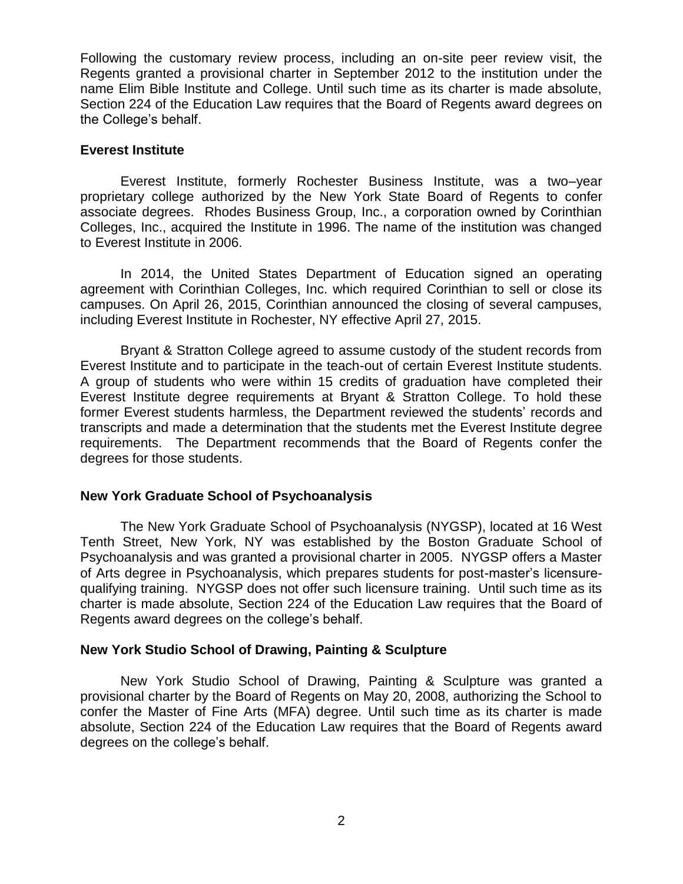Following the customary review process, including an on-site peer review visit, the Regents granted a provisional charter in September 2012 to the institution under the name Elim Bible Institute and College. Until such time as its charter is made absolute, Section 224 of the Education Law requires that the Board of Regents award degrees on the College's behalf.

**Everest Institute**

Everest Institute, formerly Rochester Business Institute, was a two–year proprietary college authorized by the New York State Board of Regents to confer associate degrees. Rhodes Business Group, Inc., a corporation owned by Corinthian Colleges, Inc., acquired the Institute in 1996. The name of the institution was changed to Everest Institute in 2006.

In 2014, the United States Department of Education signed an operating agreement with Corinthian Colleges, Inc. which required Corinthian to sell or close its campuses. On April 26, 2015, Corinthian announced the closing of several campuses, including Everest Institute in Rochester, NY effective April 27, 2015.

Bryant & Stratton College agreed to assume custody of the student records from Everest Institute and to participate in the teach-out of certain Everest Institute students. A group of students who were within 15 credits of graduation have completed their Everest Institute degree requirements at Bryant & Stratton College. To hold these former Everest students harmless, the Department reviewed the students' records and transcripts and made a determination that the students met the Everest Institute degree requirements. The Department recommends that the Board of Regents confer the degrees for those students.

**New York Graduate School of Psychoanalysis**

The New York Graduate School of Psychoanalysis (NYGSP), located at 16 West Tenth Street, New York, NY was established by the Boston Graduate School of Psychoanalysis and was granted a provisional charter in 2005. NYGSP offers a Master of Arts degree in Psychoanalysis, which prepares students for post-master's licensure-qualifying training. NYGSP does not offer such licensure training. Until such time as its charter is made absolute, Section 224 of the Education Law requires that the Board of Regents award degrees on the college's behalf.

**New York Studio School of Drawing, Painting & Sculpture**

New York Studio School of Drawing, Painting & Sculpture was granted a provisional charter by the Board of Regents on May 20, 2008, authorizing the School to confer the Master of Fine Arts (MFA) degree. Until such time as its charter is made absolute, Section 224 of the Education Law requires that the Board of Regents award degrees on the college's behalf.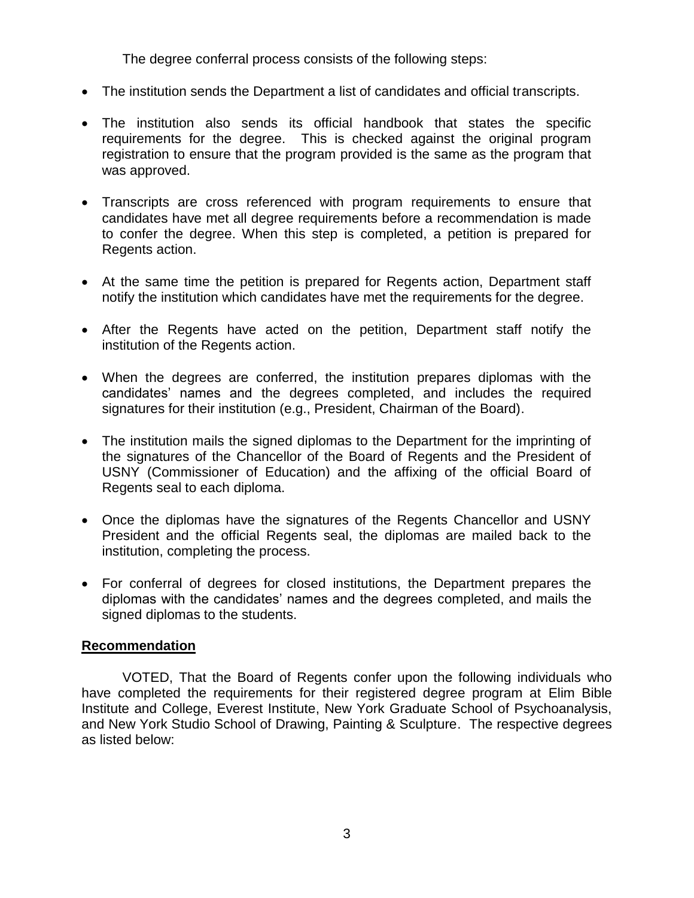The degree conferral process consists of the following steps:

- The institution sends the Department a list of candidates and official transcripts.
- The institution also sends its official handbook that states the specific requirements for the degree. This is checked against the original program registration to ensure that the program provided is the same as the program that was approved.
- Transcripts are cross referenced with program requirements to ensure that candidates have met all degree requirements before a recommendation is made to confer the degree. When this step is completed, a petition is prepared for Regents action.
- At the same time the petition is prepared for Regents action, Department staff notify the institution which candidates have met the requirements for the degree.
- After the Regents have acted on the petition, Department staff notify the institution of the Regents action.
- When the degrees are conferred, the institution prepares diplomas with the candidates' names and the degrees completed, and includes the required signatures for their institution (e.g., President, Chairman of the Board).
- The institution mails the signed diplomas to the Department for the imprinting of the signatures of the Chancellor of the Board of Regents and the President of USNY (Commissioner of Education) and the affixing of the official Board of Regents seal to each diploma.
- Once the diplomas have the signatures of the Regents Chancellor and USNY President and the official Regents seal, the diplomas are mailed back to the institution, completing the process.
- For conferral of degrees for closed institutions, the Department prepares the diplomas with the candidates' names and the degrees completed, and mails the signed diplomas to the students.

## Recommendation

VOTED, That the Board of Regents confer upon the following individuals who have completed the requirements for their registered degree program at Elim Bible Institute and College, Everest Institute, New York Graduate School of Psychoanalysis, and New York Studio School of Drawing, Painting & Sculpture. The respective degrees as listed below: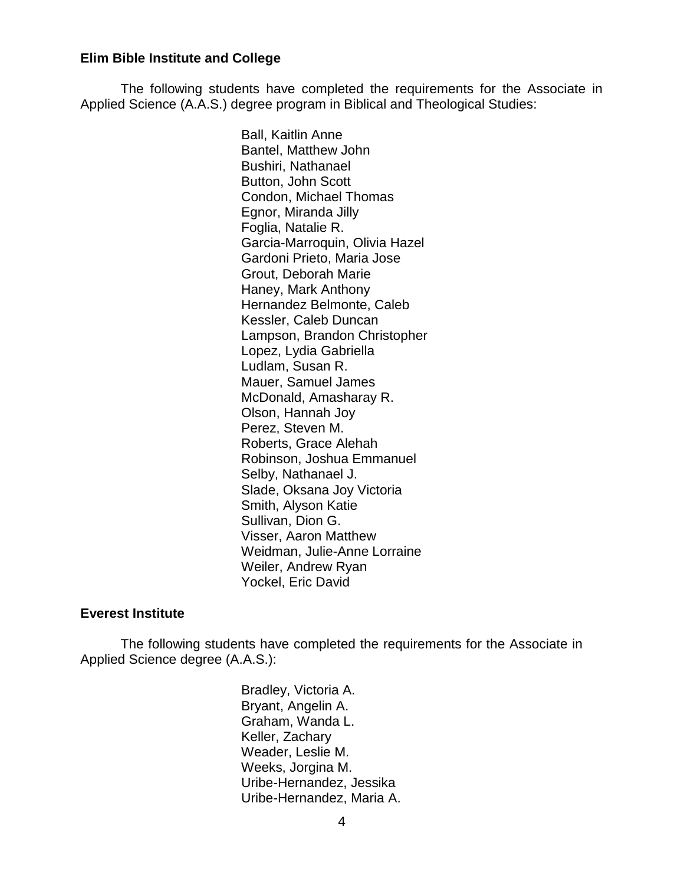**Elim Bible Institute and College**

The following students have completed the requirements for the Associate in Applied Science (A.A.S.) degree program in Biblical and Theological Studies:

Ball, Kaitlin Anne
Bantel, Matthew John
Bushiri, Nathanael
Button, John Scott
Condon, Michael Thomas
Egnor, Miranda Jilly
Foglia, Natalie R.
Garcia-Marroquin, Olivia Hazel
Gardoni Prieto, Maria Jose
Grout, Deborah Marie
Haney, Mark Anthony
Hernandez Belmonte, Caleb
Kessler, Caleb Duncan
Lampson, Brandon Christopher
Lopez, Lydia Gabriella
Ludlam, Susan R.
Mauer, Samuel James
McDonald, Amasharay R.
Olson, Hannah Joy
Perez, Steven M.
Roberts, Grace Alehah
Robinson, Joshua Emmanuel
Selby, Nathanael J.
Slade, Oksana Joy Victoria
Smith, Alyson Katie
Sullivan, Dion G.
Visser, Aaron Matthew
Weidman, Julie-Anne Lorraine
Weiler, Andrew Ryan
Yockel, Eric David

**Everest Institute**

The following students have completed the requirements for the Associate in Applied Science degree (A.A.S.):

Bradley, Victoria A.
Bryant, Angelin A.
Graham, Wanda L.
Keller, Zachary
Weader, Leslie M.
Weeks, Jorgina M.
Uribe-Hernandez, Jessika
Uribe-Hernandez, Maria A.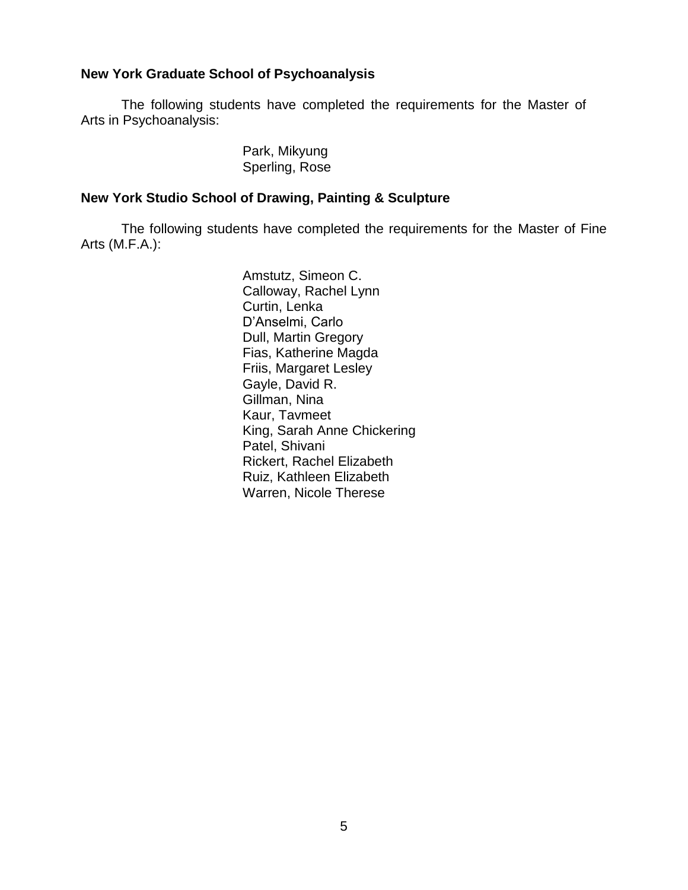**New York Graduate School of Psychoanalysis**

The following students have completed the requirements for the Master of Arts in Psychoanalysis:

Park, Mikyung
Sperling, Rose

**New York Studio School of Drawing, Painting & Sculpture**

The following students have completed the requirements for the Master of Fine Arts (M.F.A.):

Amstutz, Simeon C.
Calloway, Rachel Lynn
Curtin, Lenka
D'Anselmi, Carlo
Dull, Martin Gregory
Fias, Katherine Magda
Friis, Margaret Lesley
Gayle, David R.
Gillman, Nina
Kaur, Tavmeet
King, Sarah Anne Chickering
Patel, Shivani
Rickert, Rachel Elizabeth
Ruiz, Kathleen Elizabeth
Warren, Nicole Therese